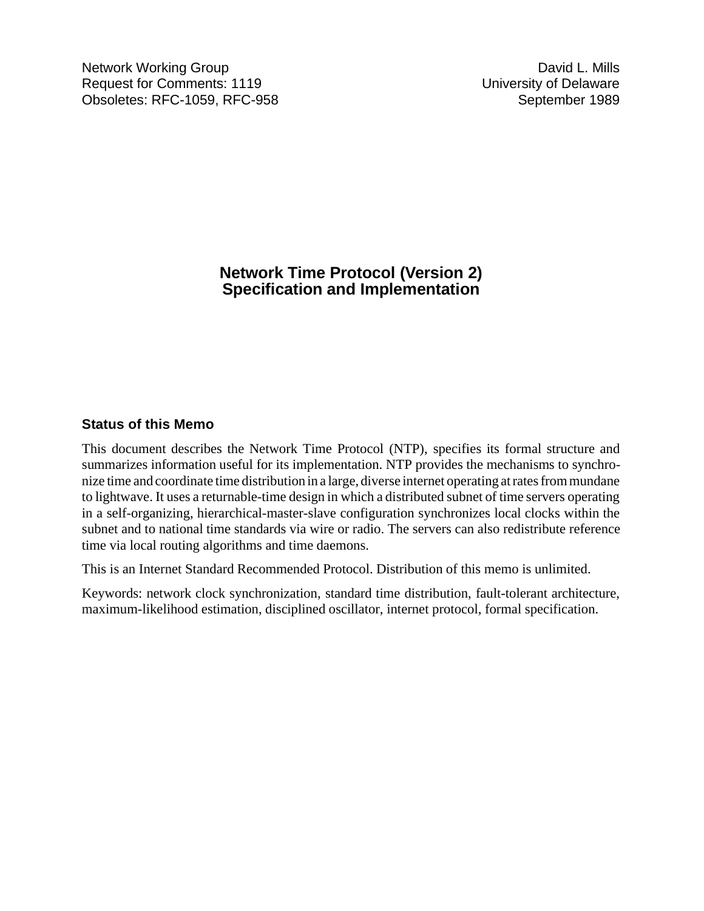Network Working Group
Request for Comments: 1119
Obsoletes: RFC-1059, RFC-958

David L. Mills
University of Delaware
September 1989

# Network Time Protocol (Version 2) Specification and Implementation

## Status of this Memo

This document describes the Network Time Protocol (NTP), specifies its formal structure and summarizes information useful for its implementation. NTP provides the mechanisms to synchronize time and coordinate time distribution in a large, diverse internet operating at rates from mundane to lightwave. It uses a returnable-time design in which a distributed subnet of time servers operating in a self-organizing, hierarchical-master-slave configuration synchronizes local clocks within the subnet and to national time standards via wire or radio. The servers can also redistribute reference time via local routing algorithms and time daemons.

This is an Internet Standard Recommended Protocol. Distribution of this memo is unlimited.

Keywords: network clock synchronization, standard time distribution, fault-tolerant architecture, maximum-likelihood estimation, disciplined oscillator, internet protocol, formal specification.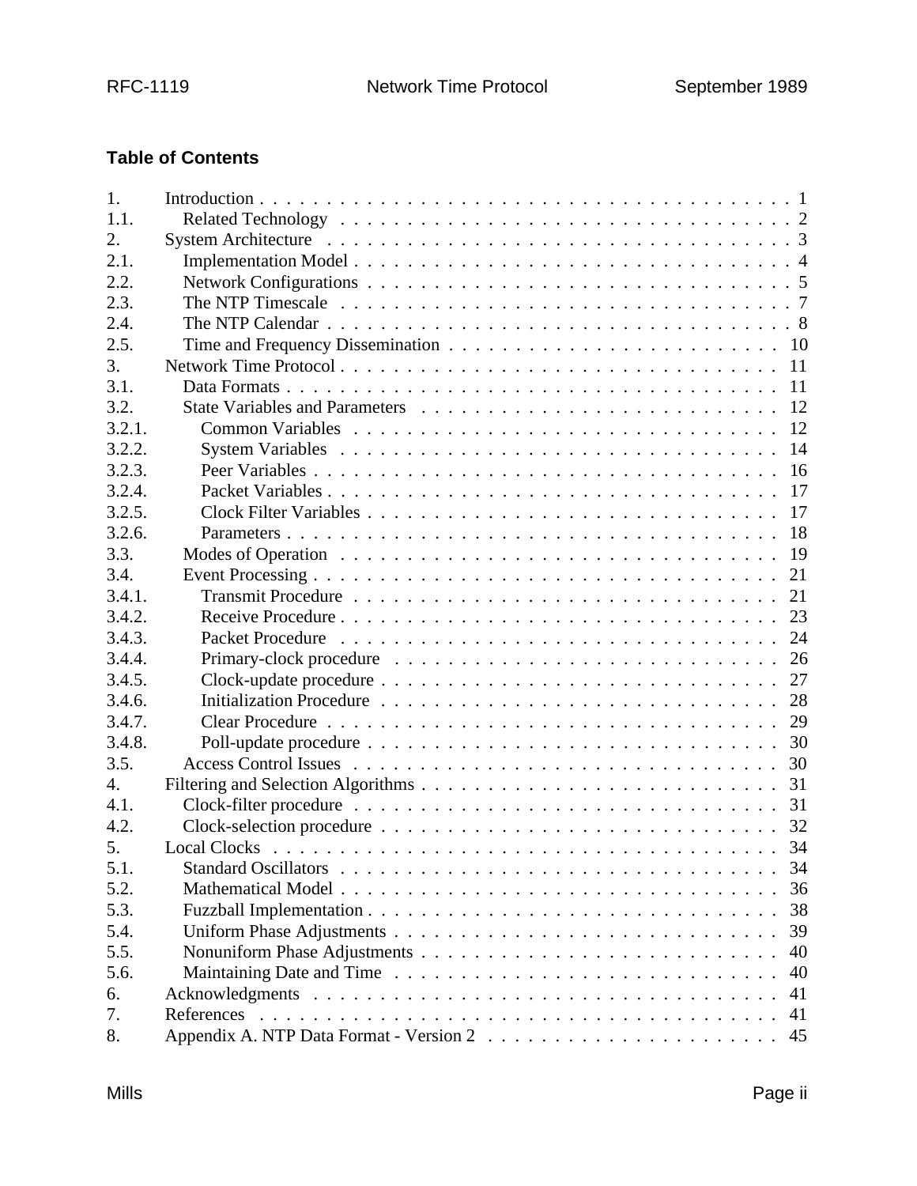## Table of Contents

| | | |
|---|---|---|
| 1. | Introduction | 1 |
| 1.1. | Related Technology | 2 |
| 2. | System Architecture | 3 |
| 2.1. | Implementation Model | 4 |
| 2.2. | Network Configurations | 5 |
| 2.3. | The NTP Timescale | 7 |
| 2.4. | The NTP Calendar | 8 |
| 2.5. | Time and Frequency Dissemination | 10 |
| 3. | Network Time Protocol | 11 |
| 3.1. | Data Formats | 11 |
| 3.2. | State Variables and Parameters | 12 |
| 3.2.1. | Common Variables | 12 |
| 3.2.2. | System Variables | 14 |
| 3.2.3. | Peer Variables | 16 |
| 3.2.4. | Packet Variables | 17 |
| 3.2.5. | Clock Filter Variables | 17 |
| 3.2.6. | Parameters | 18 |
| 3.3. | Modes of Operation | 19 |
| 3.4. | Event Processing | 21 |
| 3.4.1. | Transmit Procedure | 21 |
| 3.4.2. | Receive Procedure | 23 |
| 3.4.3. | Packet Procedure | 24 |
| 3.4.4. | Primary-clock procedure | 26 |
| 3.4.5. | Clock-update procedure | 27 |
| 3.4.6. | Initialization Procedure | 28 |
| 3.4.7. | Clear Procedure | 29 |
| 3.4.8. | Poll-update procedure | 30 |
| 3.5. | Access Control Issues | 30 |
| 4. | Filtering and Selection Algorithms | 31 |
| 4.1. | Clock-filter procedure | 31 |
| 4.2. | Clock-selection procedure | 32 |
| 5. | Local Clocks | 34 |
| 5.1. | Standard Oscillators | 34 |
| 5.2. | Mathematical Model | 36 |
| 5.3. | Fuzzball Implementation | 38 |
| 5.4. | Uniform Phase Adjustments | 39 |
| 5.5. | Nonuniform Phase Adjustments | 40 |
| 5.6. | Maintaining Date and Time | 40 |
| 6. | Acknowledgments | 41 |
| 7. | References | 41 |
| 8. | Appendix A. NTP Data Format - Version 2 | 45 |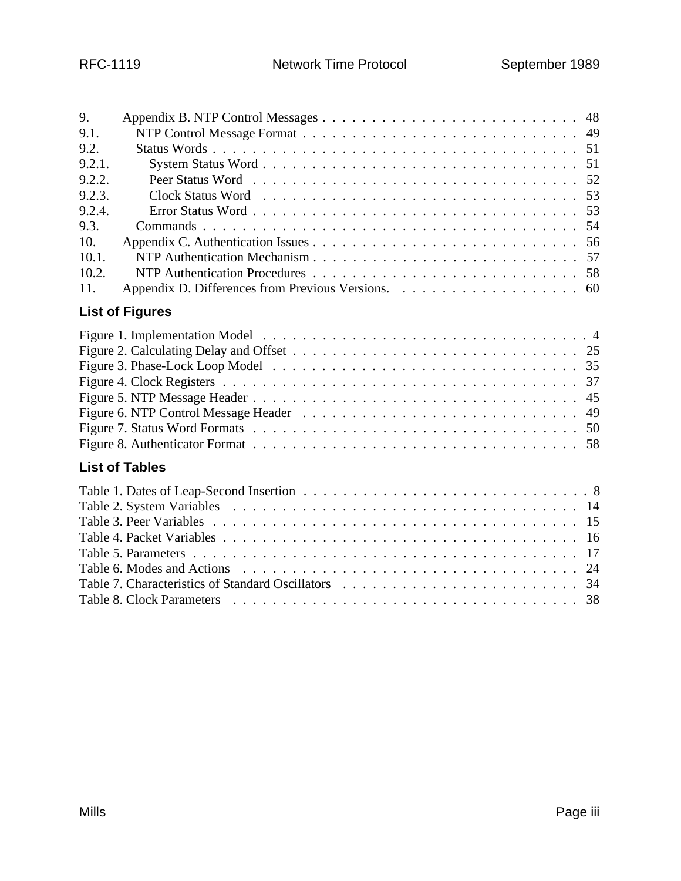| | | |
|---|---|---|
| 9. | Appendix B. NTP Control Messages | 48 |
| 9.1. | NTP Control Message Format | 49 |
| 9.2. | Status Words | 51 |
| 9.2.1. | System Status Word | 51 |
| 9.2.2. | Peer Status Word | 52 |
| 9.2.3. | Clock Status Word | 53 |
| 9.2.4. | Error Status Word | 53 |
| 9.3. | Commands | 54 |
| 10. | Appendix C. Authentication Issues | 56 |
| 10.1. | NTP Authentication Mechanism | 57 |
| 10.2. | NTP Authentication Procedures | 58 |
| 11. | Appendix D. Differences from Previous Versions. | 60 |

## List of Figures

| | |
|---|---|
| Figure 1. Implementation Model | 4 |
| Figure 2. Calculating Delay and Offset | 25 |
| Figure 3. Phase-Lock Loop Model | 35 |
| Figure 4. Clock Registers | 37 |
| Figure 5. NTP Message Header | 45 |
| Figure 6. NTP Control Message Header | 49 |
| Figure 7. Status Word Formats | 50 |
| Figure 8. Authenticator Format | 58 |

## List of Tables

| | |
|---|---|
| Table 1. Dates of Leap-Second Insertion | 8 |
| Table 2. System Variables | 14 |
| Table 3. Peer Variables | 15 |
| Table 4. Packet Variables | 16 |
| Table 5. Parameters | 17 |
| Table 6. Modes and Actions | 24 |
| Table 7. Characteristics of Standard Oscillators | 34 |
| Table 8. Clock Parameters | 38 |